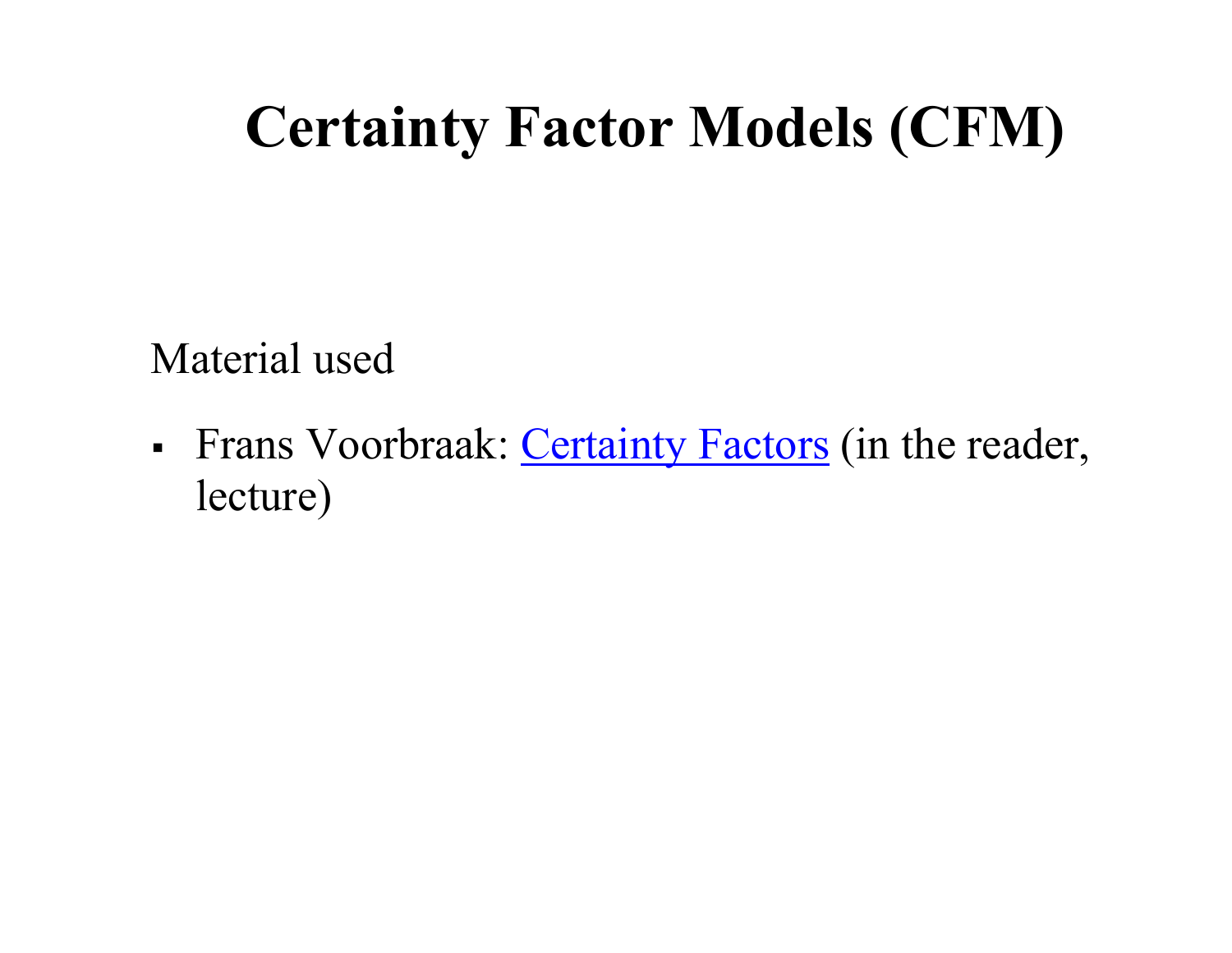# Certainty Factor Models (CFM)

Material used

- Frans Voorbraak: Certainty Factors (in the reader, lecture)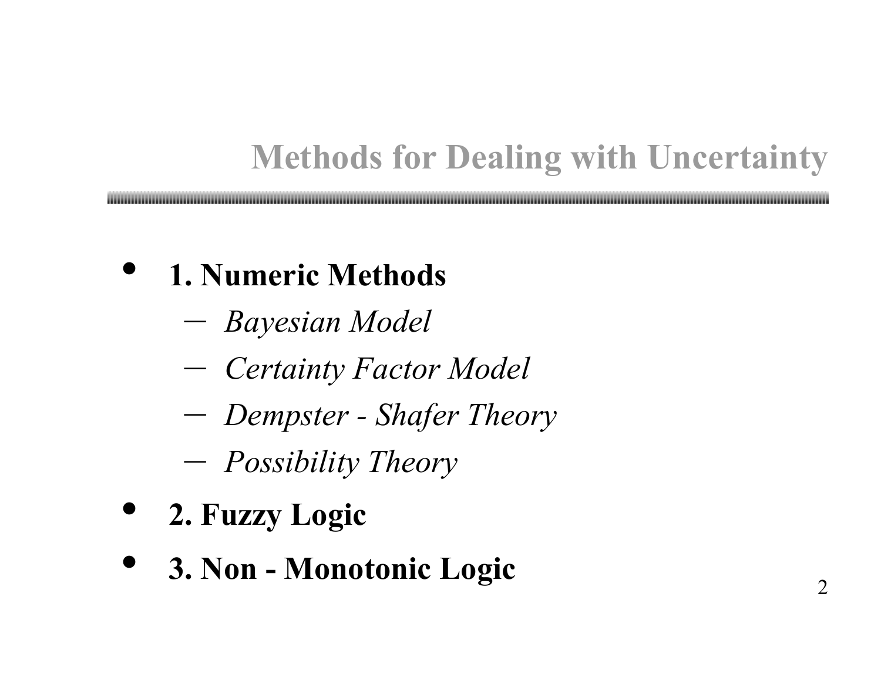# Methods for Dealing with Uncertainty

- **1. Numeric Methods**
  - *Bayesian Model*
  - *Certainty Factor Model*
  - *Dempster - Shafer Theory*
  - *Possibility Theory*
- **2. Fuzzy Logic**
- **3. Non - Monotonic Logic**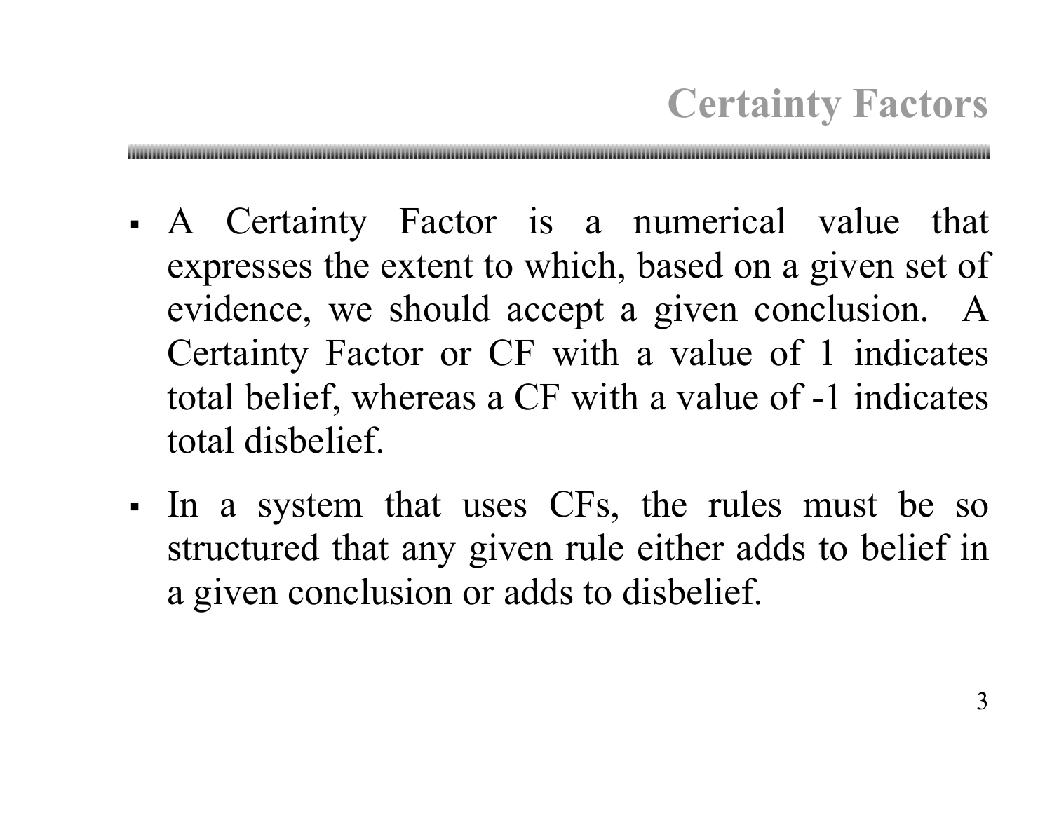## Certainty Factors

- A Certainty Factor is a numerical value that expresses the extent to which, based on a given set of evidence, we should accept a given conclusion. A Certainty Factor or CF with a value of 1 indicates total belief, whereas a CF with a value of -1 indicates total disbelief.
- In a system that uses CFs, the rules must be so structured that any given rule either adds to belief in a given conclusion or adds to disbelief.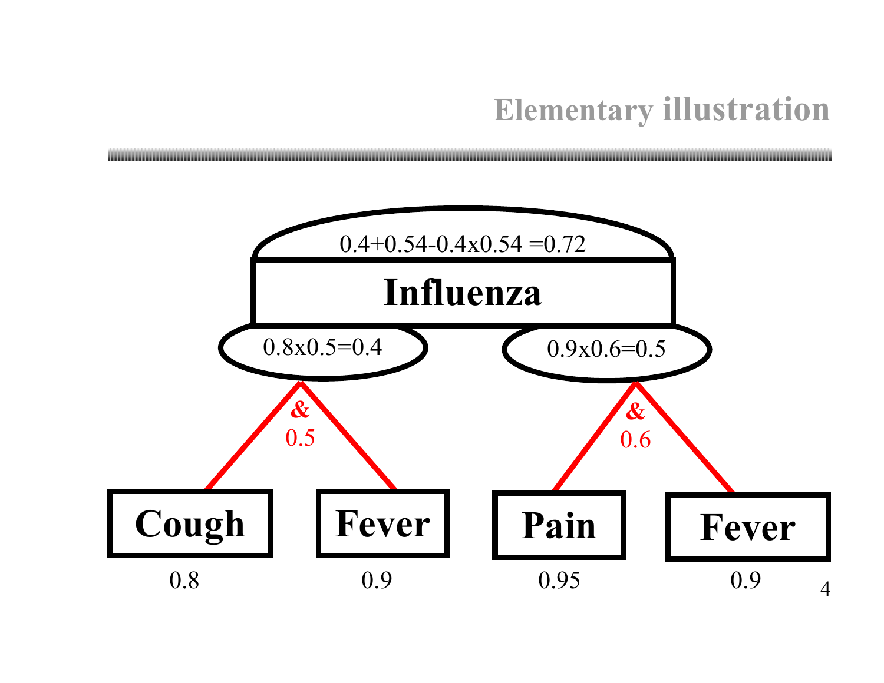## Elementary illustration

0.4+0.54-0.4x0.54 =0.72

**Influenza**

0.8x0.5=0.4

0.9x0.6=0.5

& 0.5

& 0.6

**Cough** 0.8

**Fever** 0.9

**Pain** 0.95

**Fever** 0.9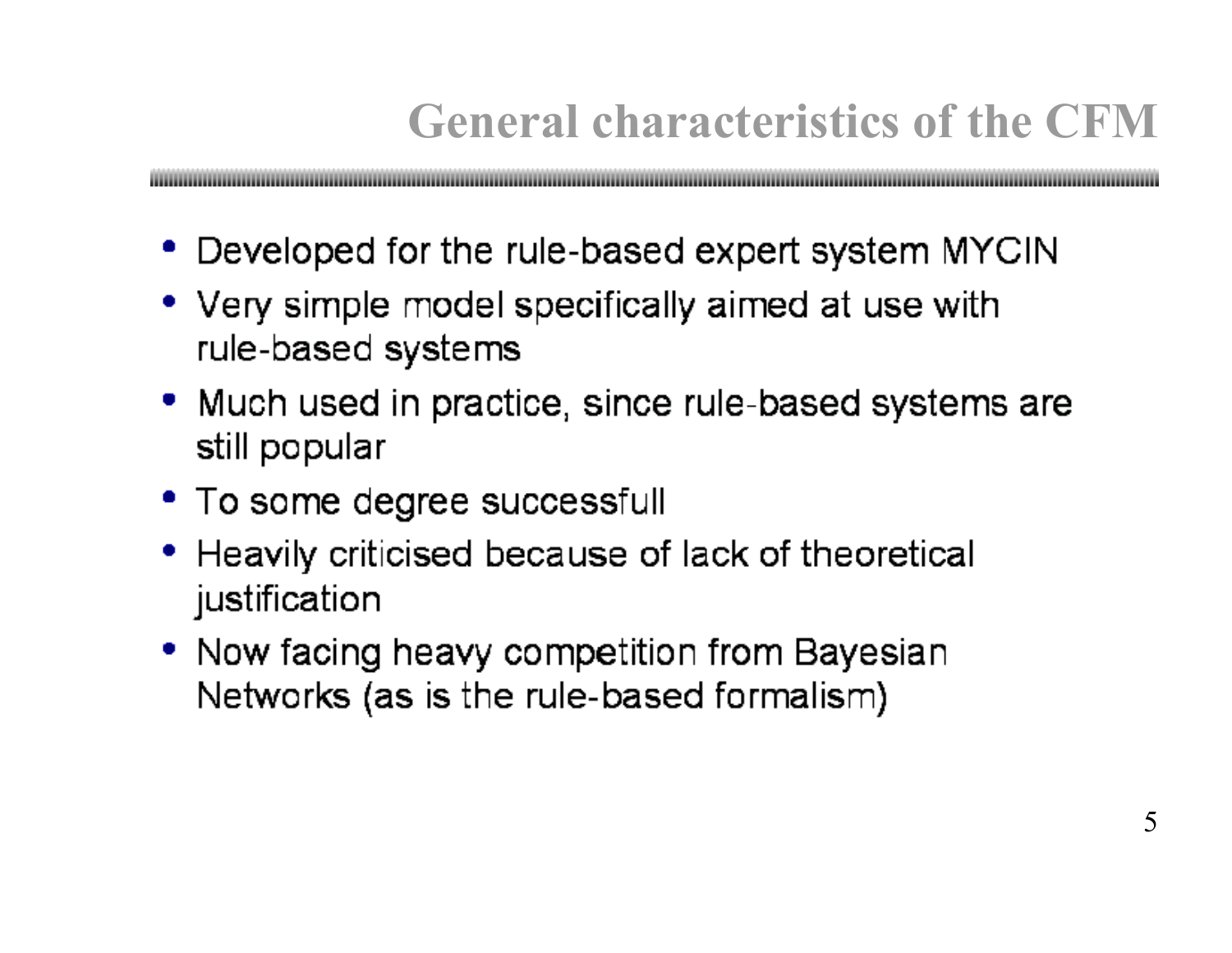# General characteristics of the CFM

- Developed for the rule-based expert system MYCIN
- Very simple model specifically aimed at use with rule-based systems
- Much used in practice, since rule-based systems are still popular
- To some degree successfull
- Heavily criticised because of lack of theoretical justification
- Now facing heavy competition from Bayesian Networks (as is the rule-based formalism)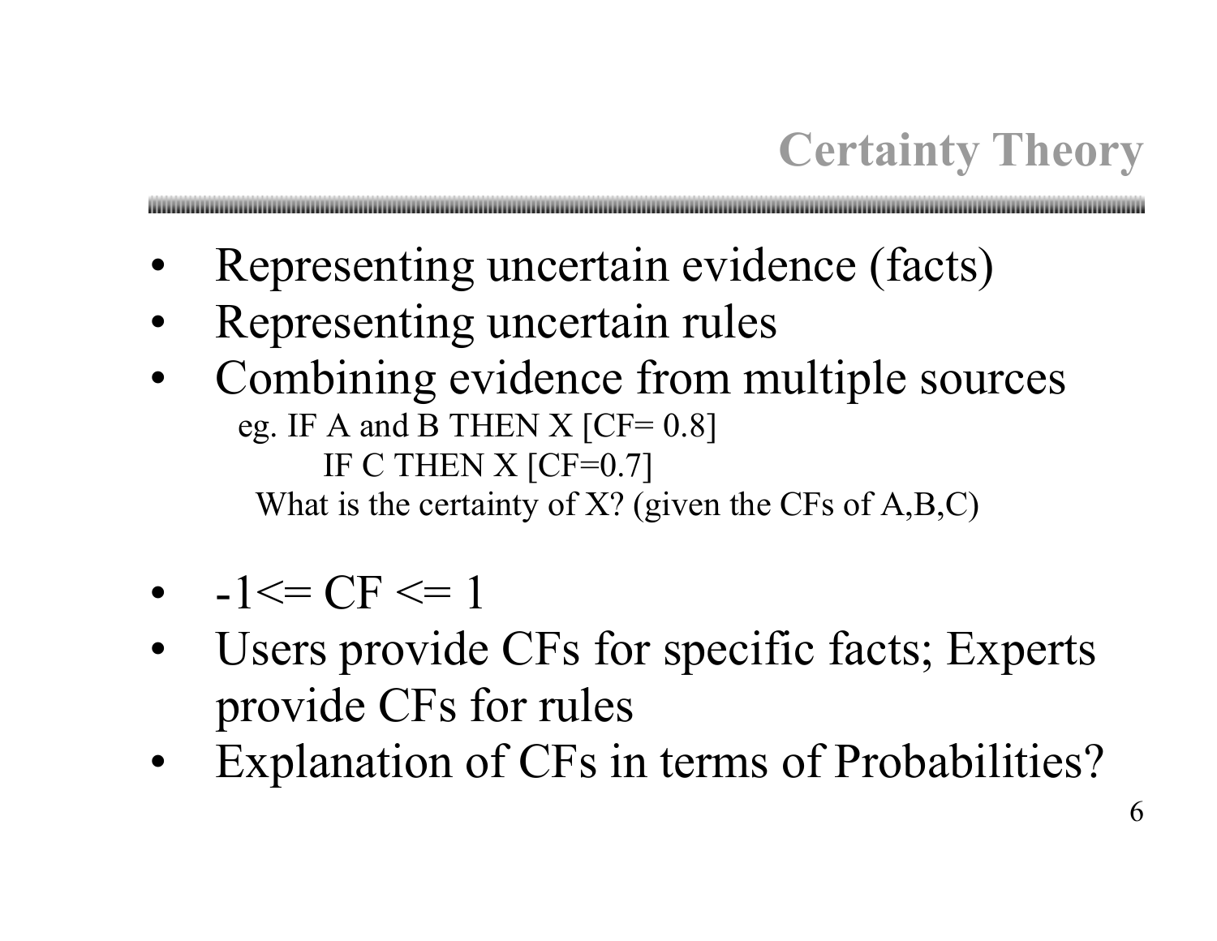# Certainty Theory

- Representing uncertain evidence (facts)
- Representing uncertain rules
- Combining evidence from multiple sources

  eg. IF A and B THEN X [CF= 0.8]

  IF C THEN X [CF=0.7]

  What is the certainty of X? (given the CFs of A,B,C)

- $-1 \le CF \le 1$
- Users provide CFs for specific facts; Experts provide CFs for rules
- Explanation of CFs in terms of Probabilities?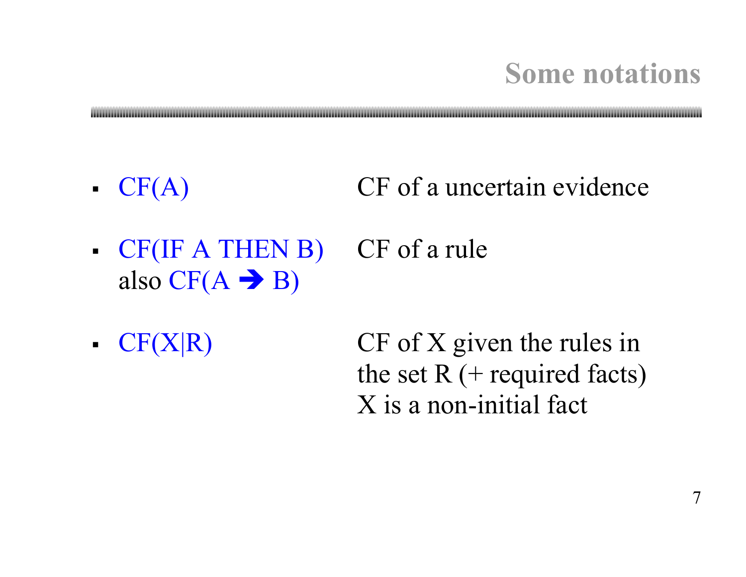## Some notations

- CF(A) — CF of a uncertain evidence
- CF(IF A THEN B) also CF(A ➔ B) — CF of a rule
- CF(X|R) — CF of X given the rules in the set R (+ required facts) X is a non-initial fact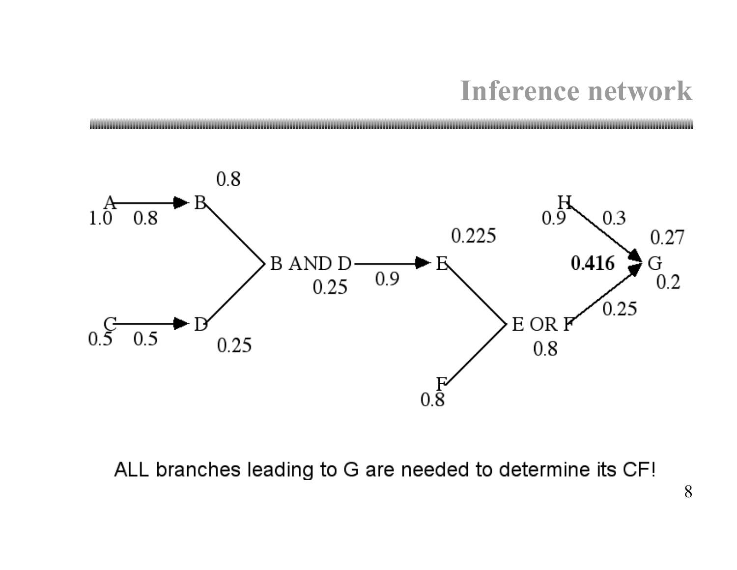# Inference network

A → B: A 1.0, rule 0.8, B 0.8

C → D: C 0.5, rule 0.5, D 0.25

B AND D: 0.25

B AND D → E: rule 0.9, E 0.225

E OR F: F 0.8, E OR F 0.8

H → G: H 0.9, rule 0.3, 0.27

E OR F → G: rule 0.25, 0.2

G: **0.416**

ALL branches leading to G are needed to determine its CF!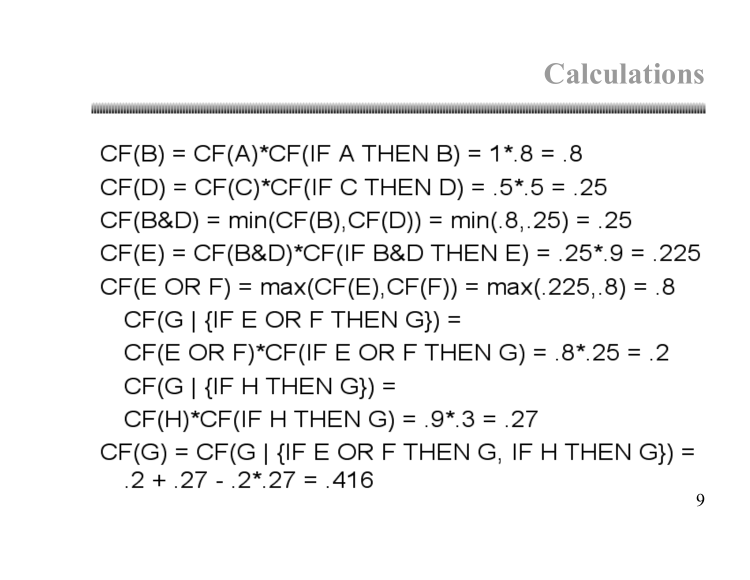# Calculations

CF(B) = CF(A)*CF(IF A THEN B) = 1*.8 = .8

CF(D) = CF(C)*CF(IF C THEN D) = .5*.5 = .25

CF(B&D) = min(CF(B),CF(D)) = min(.8,.25) = .25

CF(E) = CF(B&D)*CF(IF B&D THEN E) = .25*.9 = .225

CF(E OR F) = max(CF(E),CF(F)) = max(.225,.8) = .8

  CF(G | {IF E OR F THEN G}) =

  CF(E OR F)*CF(IF E OR F THEN G) = .8*.25 = .2

  CF(G | {IF H THEN G}) =

  CF(H)*CF(IF H THEN G) = .9*.3 = .27

CF(G) = CF(G | {IF E OR F THEN G, IF H THEN G}) =

  .2 + .27 - .2*.27 = .416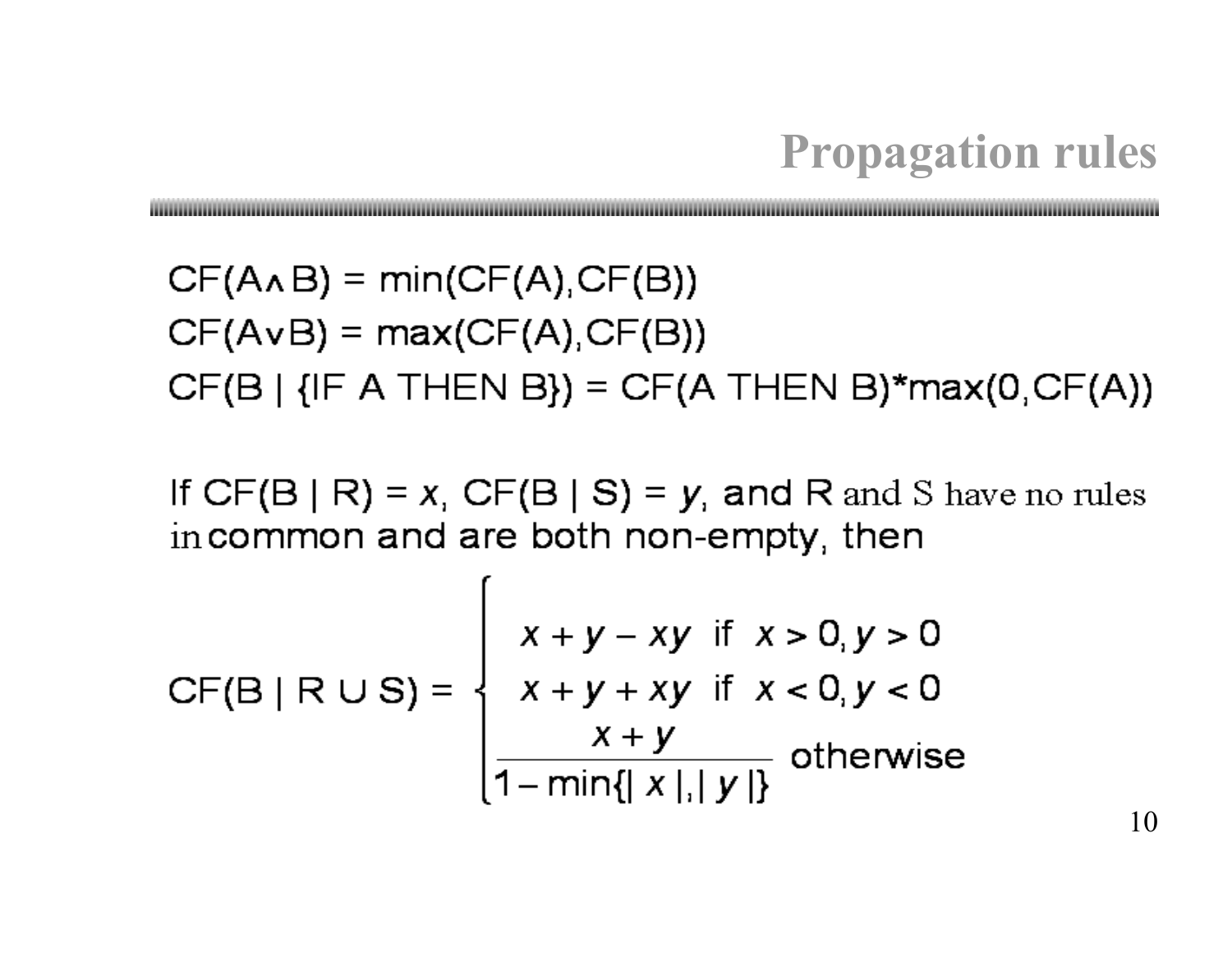# Propagation rules

$CF(A \wedge B) = \min(CF(A), CF(B))$

$CF(A \vee B) = \max(CF(A), CF(B))$

$CF(B \mid \{\text{IF A THEN B}\}) = CF(\text{A THEN B}) * \max(0, CF(A))$

If $CF(B \mid R) = x$, $CF(B \mid S) = y$, and R and S have no rules in common and are both non-empty, then

$$CF(B \mid R \cup S) = \begin{cases} x + y - xy & \text{if } x > 0, y > 0 \\ x + y + xy & \text{if } x < 0, y < 0 \\ \dfrac{x + y}{1 - \min\{|x|, |y|\}} & \text{otherwise} \end{cases}$$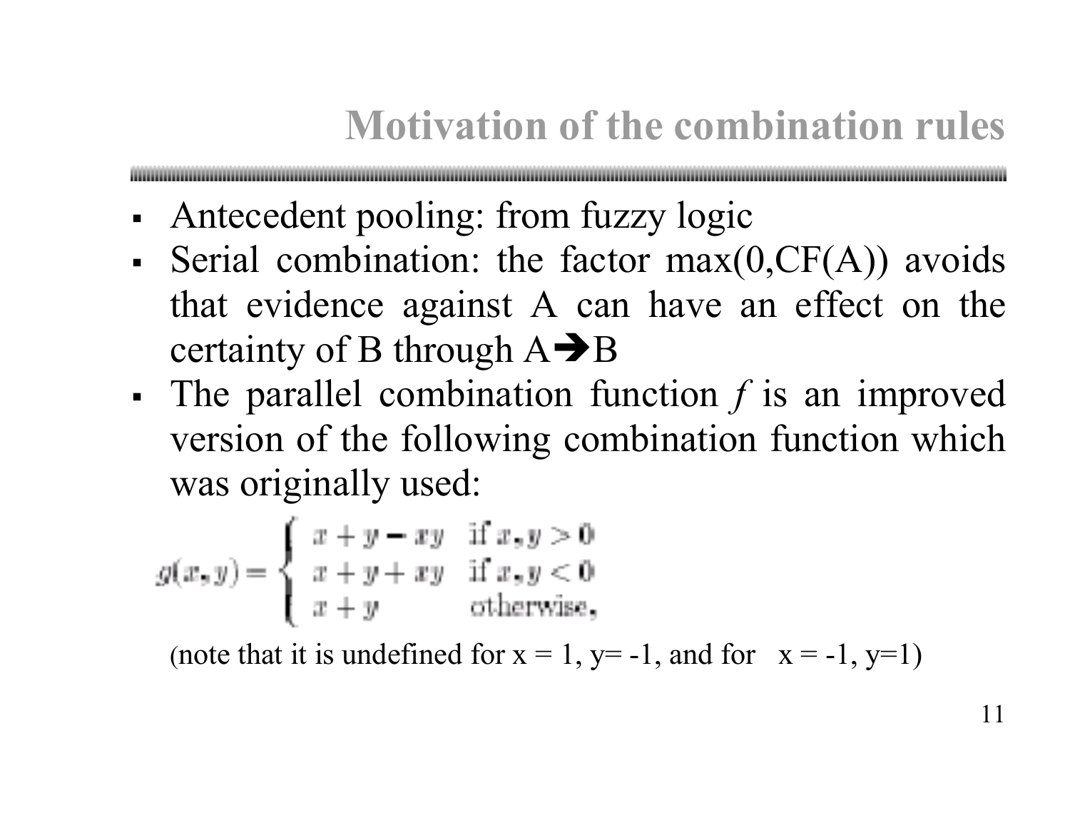# Motivation of the combination rules

- Antecedent pooling: from fuzzy logic
- Serial combination: the factor max(0,CF(A)) avoids that evidence against A can have an effect on the certainty of B through A➔B
- The parallel combination function *f* is an improved version of the following combination function which was originally used:

$$g(x, y) = \begin{cases} x + y - xy & \text{if } x, y > 0 \\ x + y + xy & \text{if } x, y < 0 \\ x + y & \text{otherwise,} \end{cases}$$

(note that it is undefined for x = 1, y= -1, and for x = -1, y=1)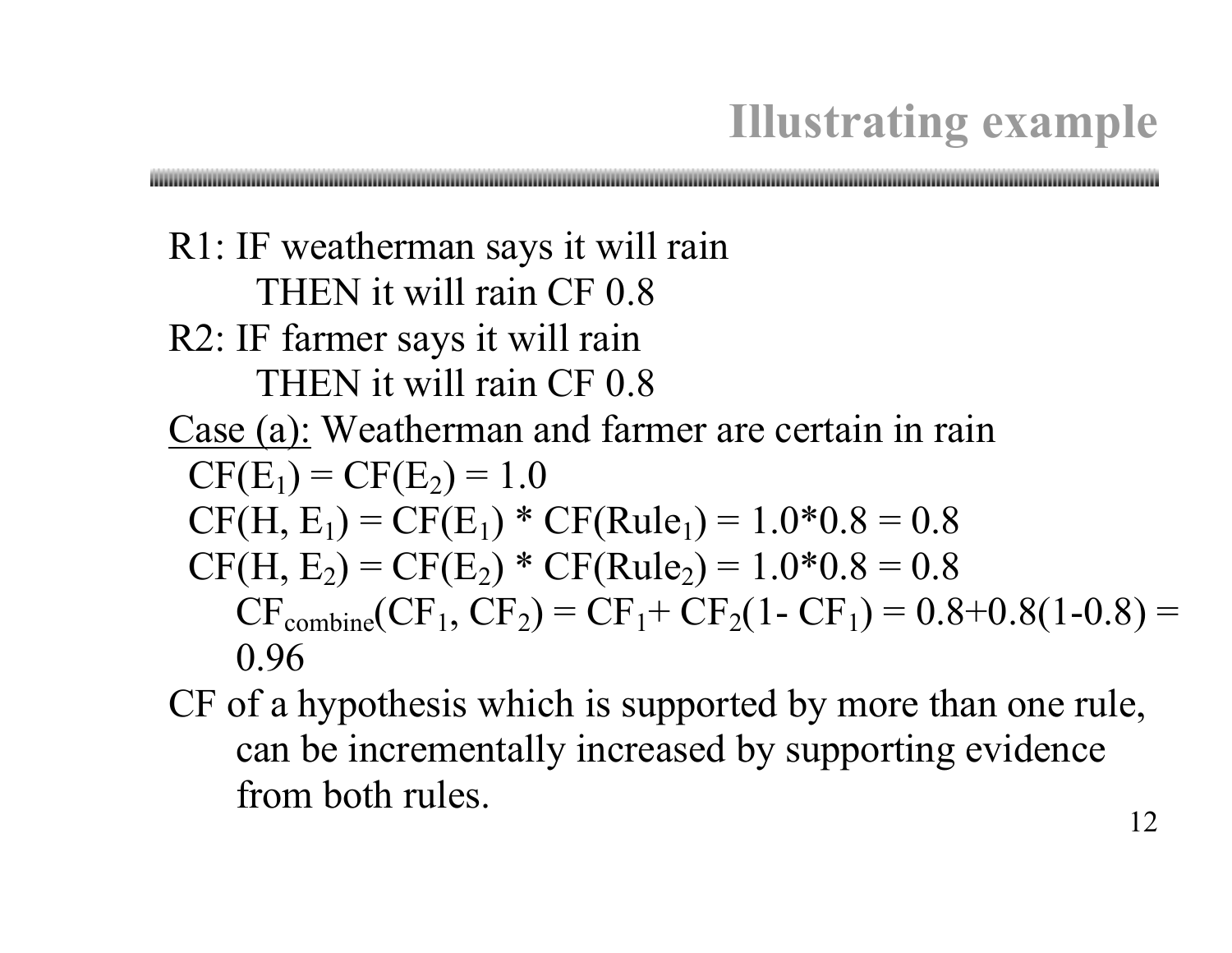# Illustrating example

R1: IF weatherman says it will rain
THEN it will rain CF 0.8

R2: IF farmer says it will rain
THEN it will rain CF 0.8

Case (a): Weatherman and farmer are certain in rain

$CF(E_1) = CF(E_2) = 1.0$

$CF(H, E_1) = CF(E_1) * CF(Rule_1) = 1.0*0.8 = 0.8$

$CF(H, E_2) = CF(E_2) * CF(Rule_2) = 1.0*0.8 = 0.8$

$CF_{combine}(CF_1, CF_2) = CF_1 + CF_2(1 - CF_1) = 0.8+0.8(1-0.8) = 0.96$

CF of a hypothesis which is supported by more than one rule, can be incrementally increased by supporting evidence from both rules.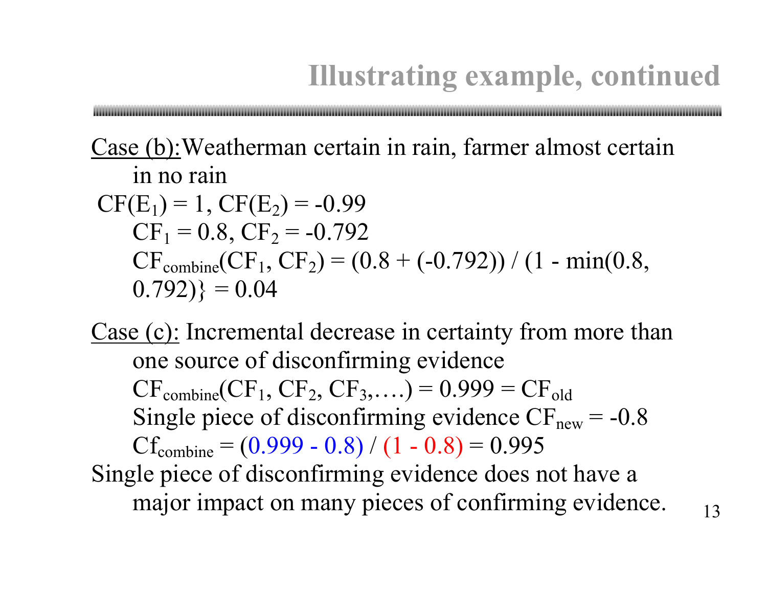# Illustrating example, continued

Case (b): Weatherman certain in rain, farmer almost certain in no rain

$CF(E_1) = 1$, $CF(E_2) = -0.99$

$CF_1 = 0.8$, $CF_2 = -0.792$

$CF_{combine}(CF_1, CF_2) = (0.8 + (-0.792)) / (1 - \min(0.8, 0.792)\} = 0.04$

Case (c): Incremental decrease in certainty from more than one source of disconfirming evidence

$CF_{combine}(CF_1, CF_2, CF_3, \ldots.) = 0.999 = CF_{old}$

Single piece of disconfirming evidence $CF_{new} = -0.8$

$Cf_{combine} = (0.999 - 0.8) / (1 - 0.8) = 0.995$

Single piece of disconfirming evidence does not have a major impact on many pieces of confirming evidence.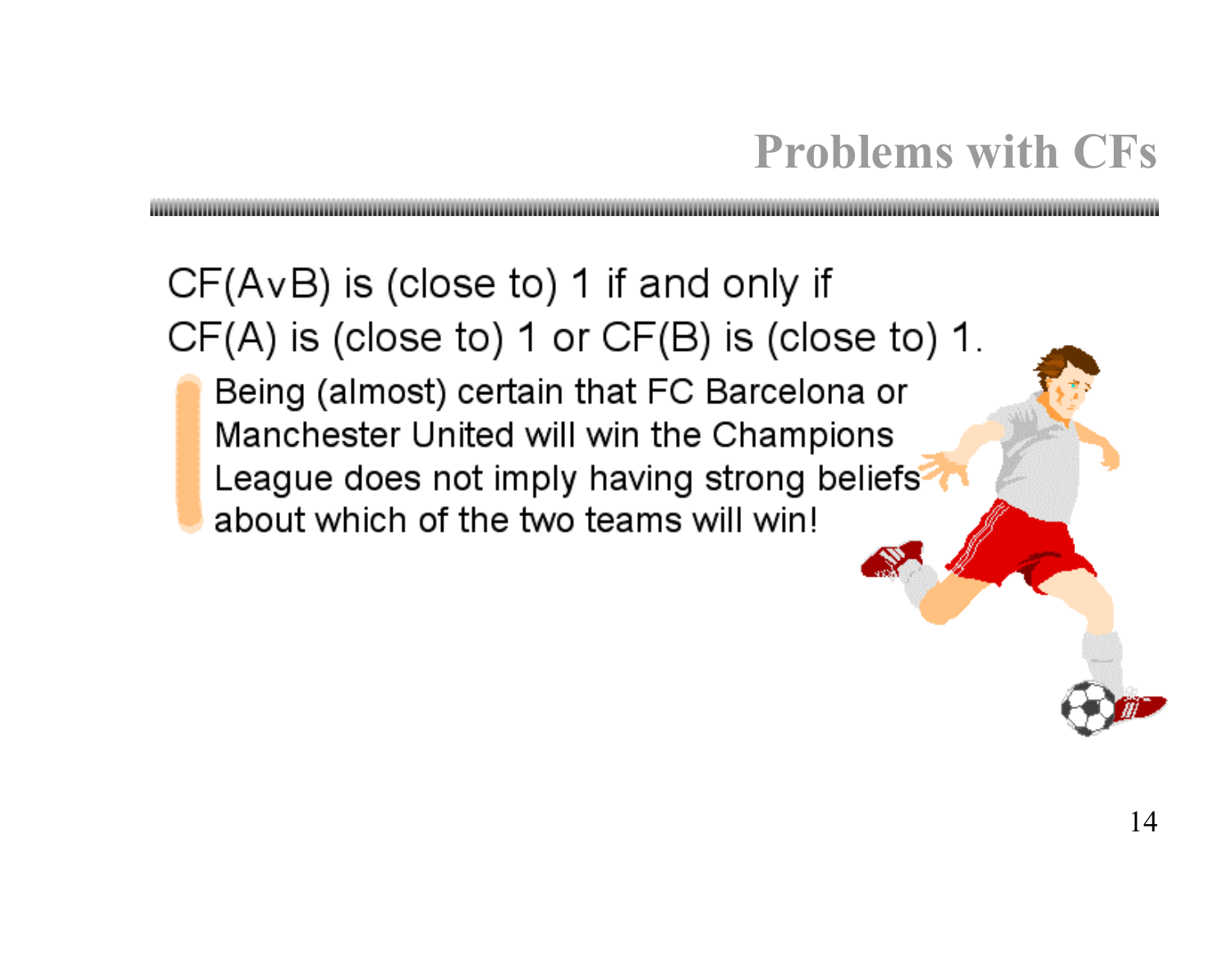# Problems with CFs

CF(A∨B) is (close to) 1 if and only if CF(A) is (close to) 1 or CF(B) is (close to) 1.

- Being (almost) certain that FC Barcelona or Manchester United will win the Champions League does not imply having strong beliefs about which of the two teams will win!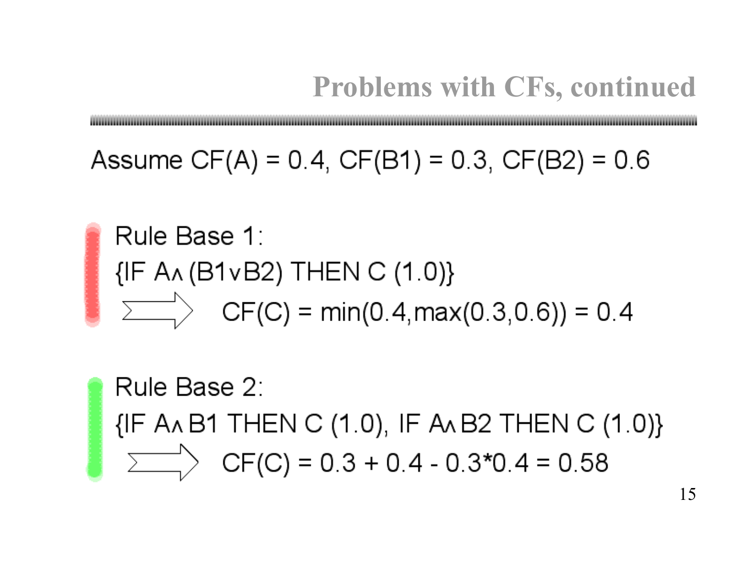# Problems with CFs, continued

Assume CF(A) = 0.4, CF(B1) = 0.3, CF(B2) = 0.6

Rule Base 1:

{IF $A \wedge (B1 \vee B2)$ THEN C (1.0)}

$\Rightarrow$ CF(C) = min(0.4,max(0.3,0.6)) = 0.4

Rule Base 2:

{IF $A \wedge B1$ THEN C (1.0), IF $A \wedge B2$ THEN C (1.0)}

$\Rightarrow$ CF(C) = 0.3 + 0.4 - 0.3*0.4 = 0.58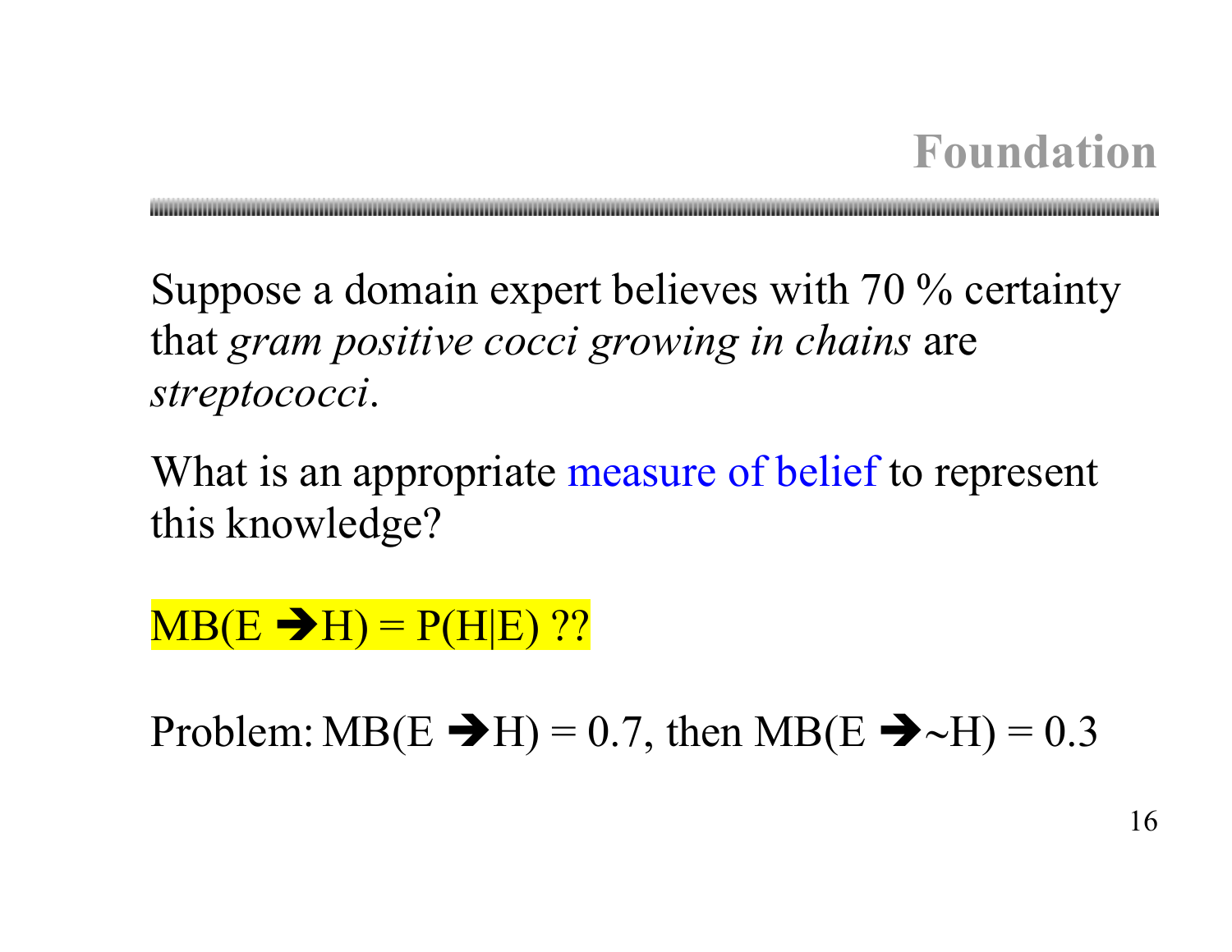# Foundation

Suppose a domain expert believes with 70 % certainty that *gram positive cocci growing in chains* are *streptococci*.

What is an appropriate measure of belief to represent this knowledge?

$MB(E \rightarrow H) = P(H|E)$ ??

Problem: $MB(E \rightarrow H) = 0.7$, then $MB(E \rightarrow \sim H) = 0.3$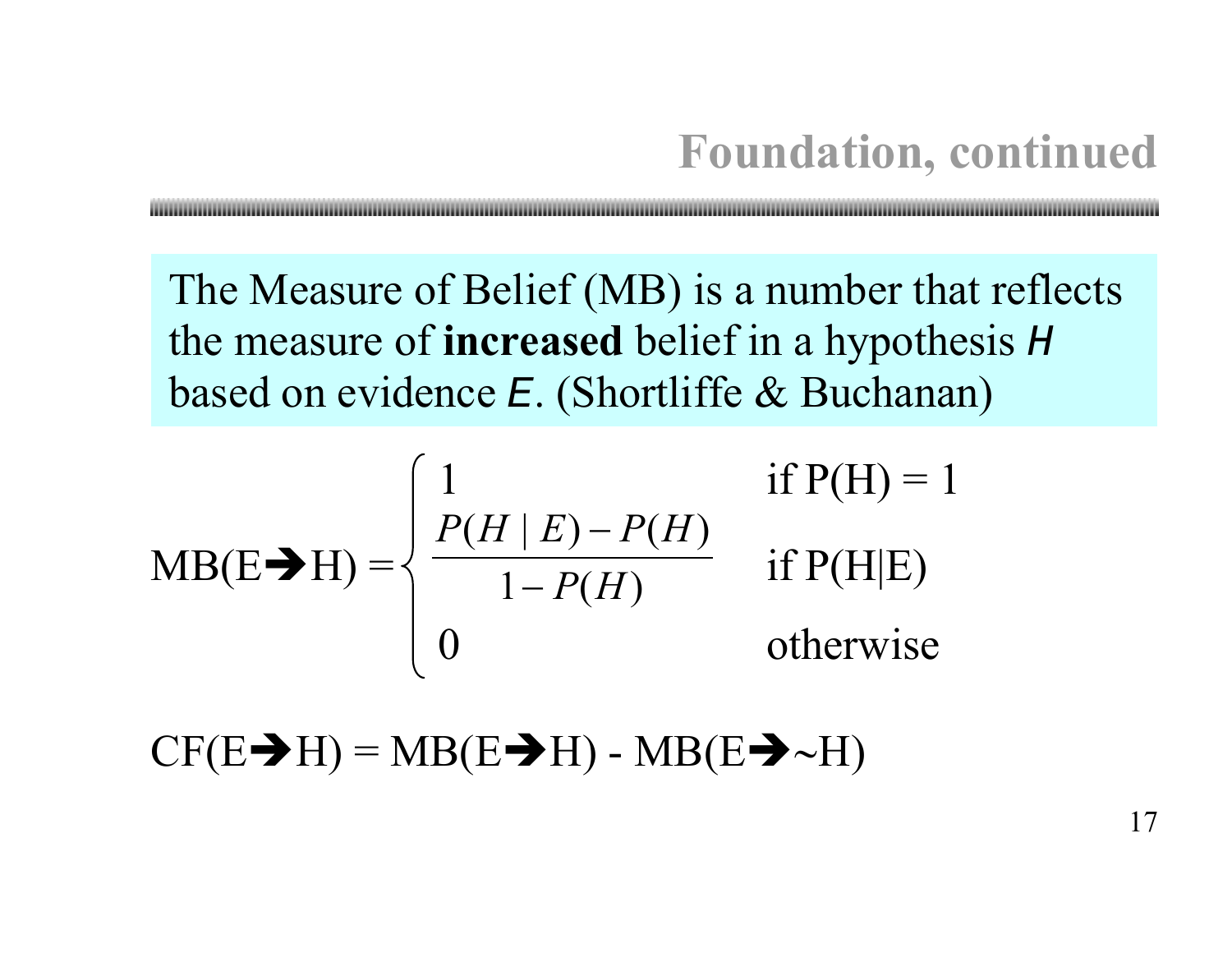# Foundation, continued

The Measure of Belief (MB) is a number that reflects the measure of **increased** belief in a hypothesis *H* based on evidence *E*. (Shortliffe & Buchanan)

$$
\text{MB}(\text{E} \rightarrow \text{H}) = \begin{cases} 1 & \text{if } \text{P(H)} = 1 \\ \dfrac{P(H \mid E) - P(H)}{1 - P(H)} & \text{if } \text{P(H|E)} \\ 0 & \text{otherwise} \end{cases}
$$

$$
\text{CF}(\text{E} \rightarrow \text{H}) = \text{MB}(\text{E} \rightarrow \text{H}) - \text{MB}(\text{E} \rightarrow \sim\text{H})
$$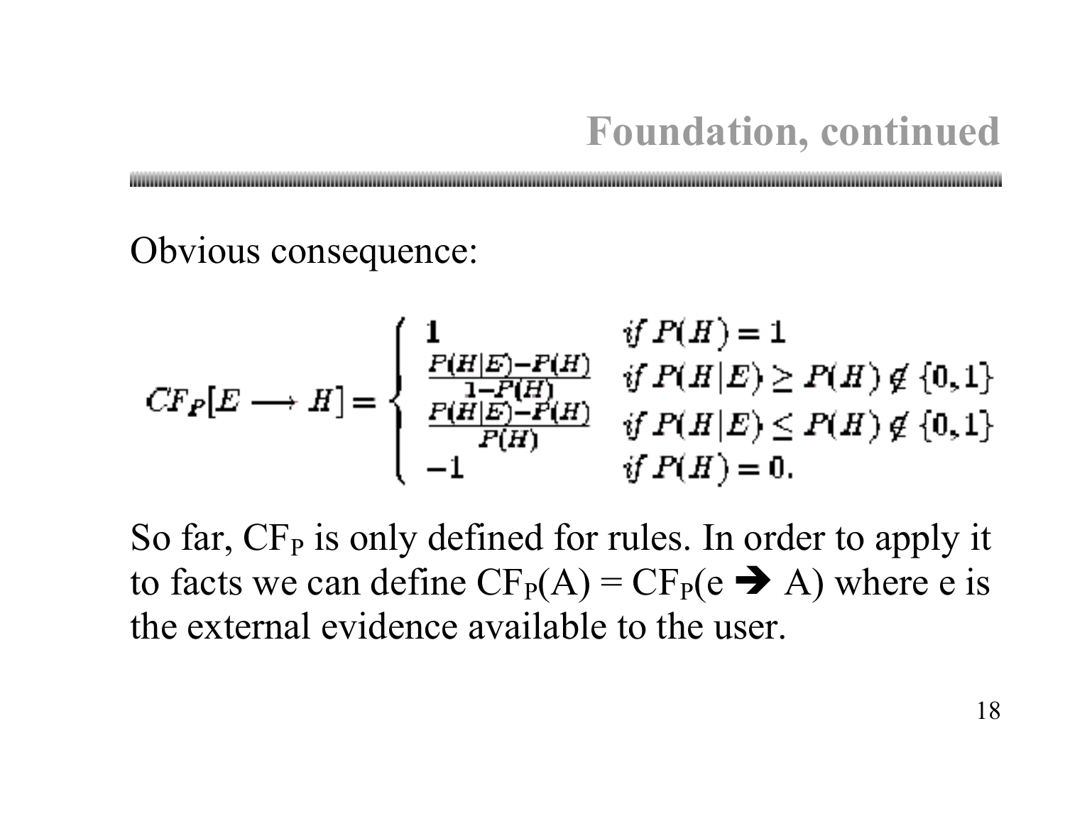# Foundation, continued

Obvious consequence:

$$
CF_P[E \longrightarrow H] = \begin{cases} 1 & \text{if } P(H) = 1 \\ \frac{P(H|E) - P(H)}{1 - P(H)} & \text{if } P(H|E) \geq P(H) \notin \{0, 1\} \\ \frac{P(H|E) - P(H)}{P(H)} & \text{if } P(H|E) \leq P(H) \notin \{0, 1\} \\ -1 & \text{if } P(H) = 0. \end{cases}
$$

So far, $CF_P$ is only defined for rules. In order to apply it to facts we can define $CF_P(A) = CF_P(e \Rightarrow A)$ where e is the external evidence available to the user.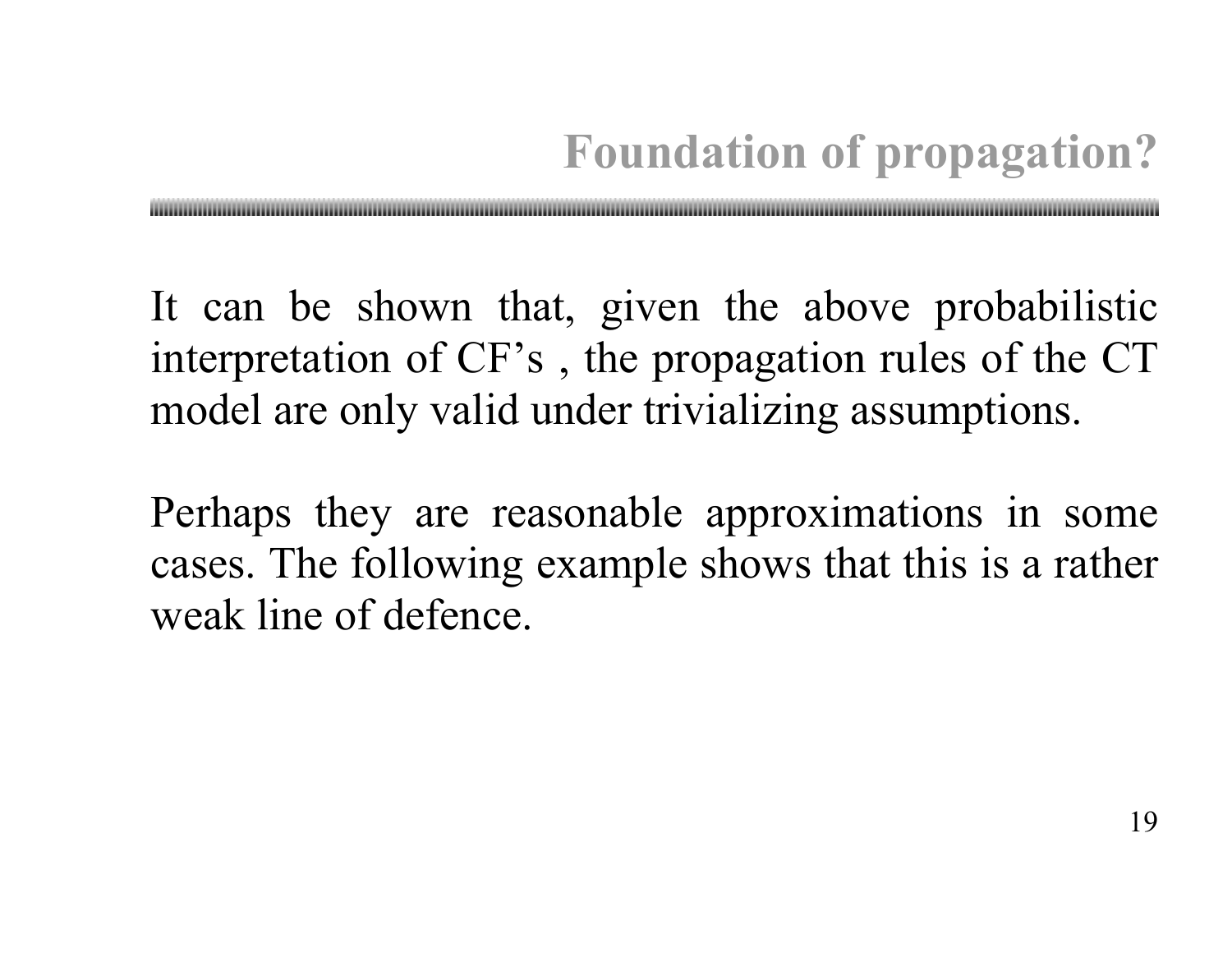# Foundation of propagation?

It can be shown that, given the above probabilistic interpretation of CF's , the propagation rules of the CT model are only valid under trivializing assumptions.

Perhaps they are reasonable approximations in some cases. The following example shows that this is a rather weak line of defence.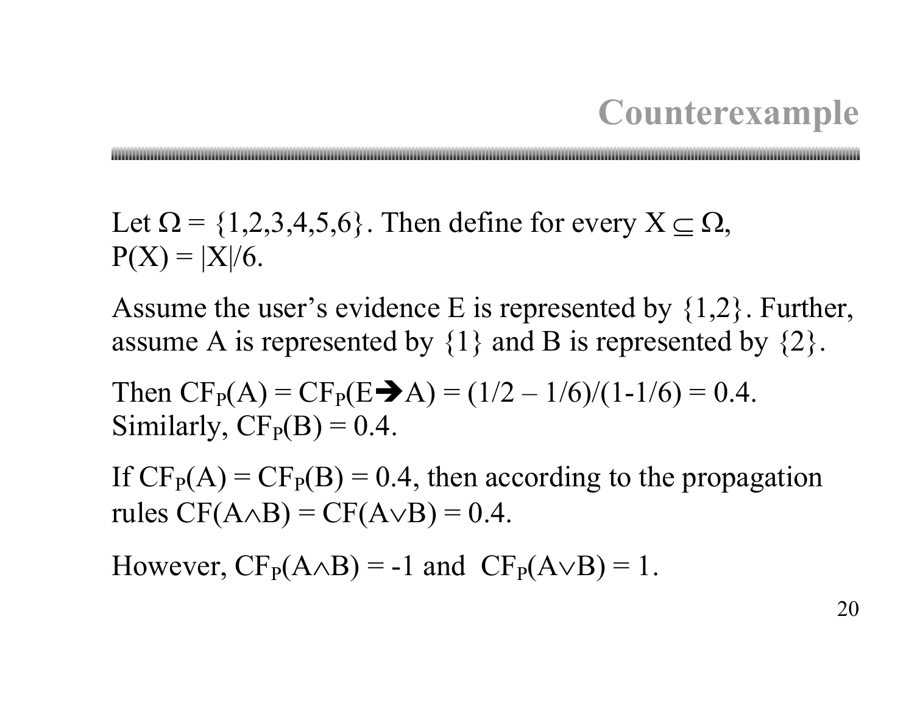# Counterexample

Let $\Omega = \{1,2,3,4,5,6\}$. Then define for every $X \subseteq \Omega$, $P(X) = |X|/6$.

Assume the user's evidence E is represented by $\{1,2\}$. Further, assume A is represented by $\{1\}$ and B is represented by $\{2\}$.

Then $CF_P(A) = CF_P(E \rightarrow A) = (1/2 - 1/6)/(1-1/6) = 0.4$. Similarly, $CF_P(B) = 0.4$.

If $CF_P(A) = CF_P(B) = 0.4$, then according to the propagation rules $CF(A \wedge B) = CF(A \vee B) = 0.4$.

However, $CF_P(A \wedge B) = -1$ and $CF_P(A \vee B) = 1$.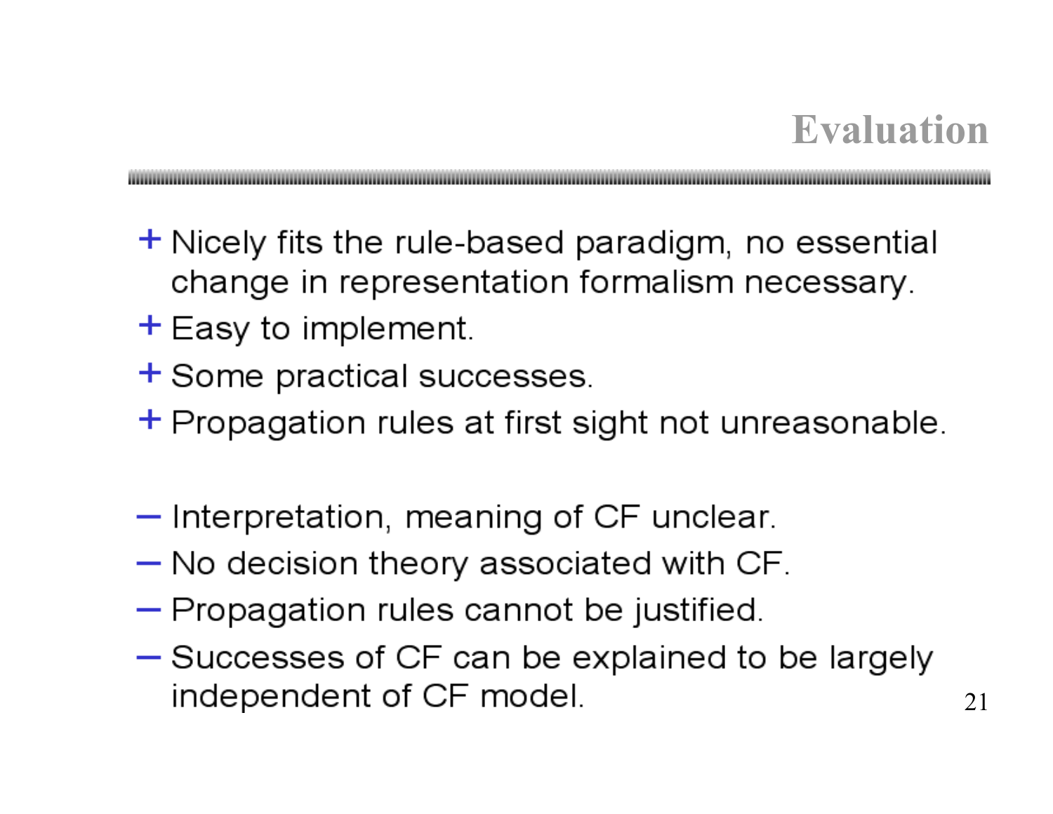# Evaluation

- + Nicely fits the rule-based paradigm, no essential change in representation formalism necessary.
- + Easy to implement.
- + Some practical successes.
- + Propagation rules at first sight not unreasonable.

- – Interpretation, meaning of CF unclear.
- – No decision theory associated with CF.
- – Propagation rules cannot be justified.
- – Successes of CF can be explained to be largely independent of CF model.